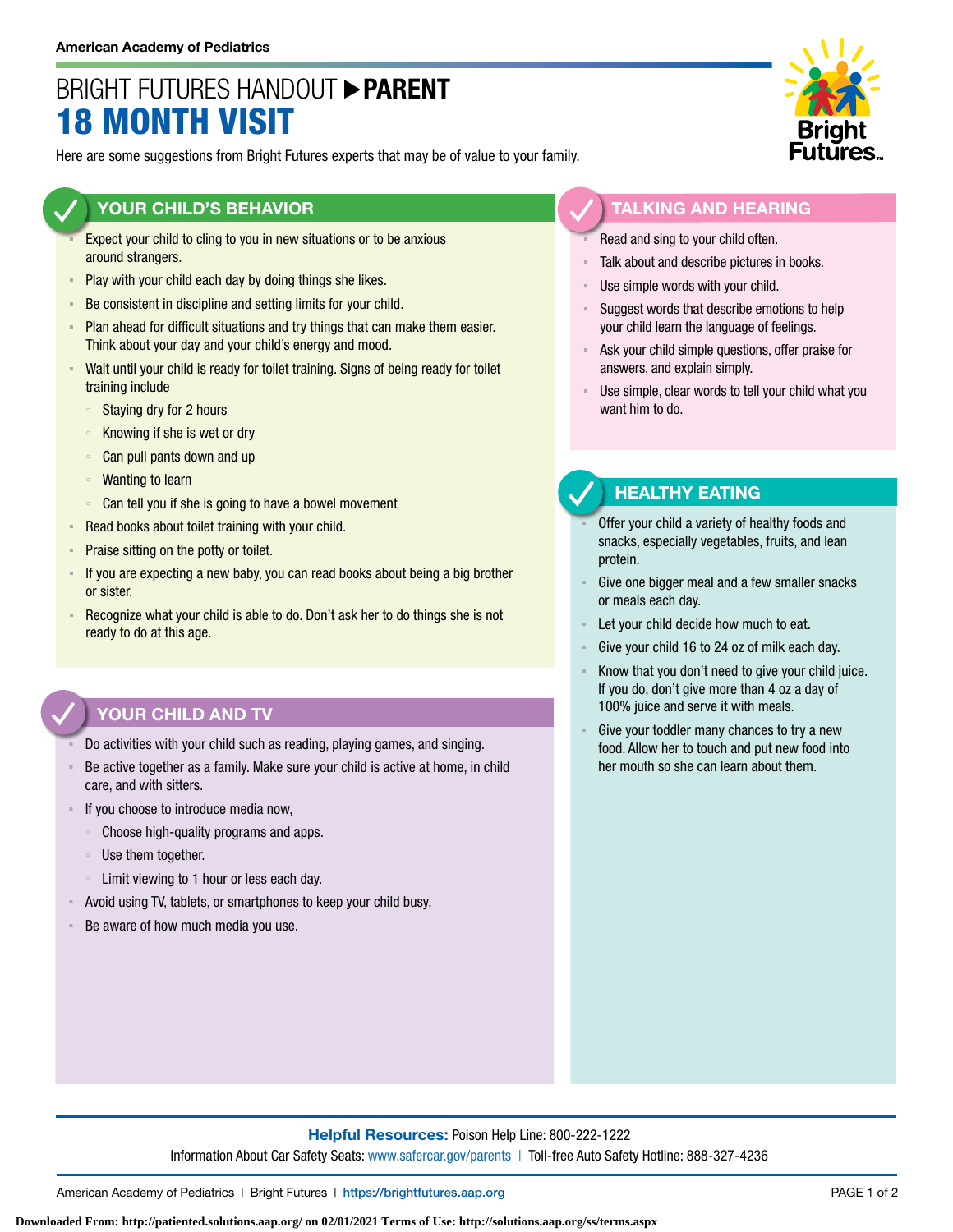**American Academy of Pediatrics**

# BRIGHT FUTURES HANDOUT ▶ PARENT
# 18 MONTH VISIT

Here are some suggestions from Bright Futures experts that may be of value to your family.

## YOUR CHILD'S BEHAVIOR

- Expect your child to cling to you in new situations or to be anxious around strangers.
- Play with your child each day by doing things she likes.
- Be consistent in discipline and setting limits for your child.
- Plan ahead for difficult situations and try things that can make them easier. Think about your day and your child's energy and mood.
- Wait until your child is ready for toilet training. Signs of being ready for toilet training include
  - Staying dry for 2 hours
  - Knowing if she is wet or dry
  - Can pull pants down and up
  - Wanting to learn
  - Can tell you if she is going to have a bowel movement
- Read books about toilet training with your child.
- Praise sitting on the potty or toilet.
- If you are expecting a new baby, you can read books about being a big brother or sister.
- Recognize what your child is able to do. Don't ask her to do things she is not ready to do at this age.

## YOUR CHILD AND TV

- Do activities with your child such as reading, playing games, and singing.
- Be active together as a family. Make sure your child is active at home, in child care, and with sitters.
- If you choose to introduce media now,
  - Choose high-quality programs and apps.
  - Use them together.
  - Limit viewing to 1 hour or less each day.
- Avoid using TV, tablets, or smartphones to keep your child busy.
- Be aware of how much media you use.

## TALKING AND HEARING

- Read and sing to your child often.
- Talk about and describe pictures in books.
- Use simple words with your child.
- Suggest words that describe emotions to help your child learn the language of feelings.
- Ask your child simple questions, offer praise for answers, and explain simply.
- Use simple, clear words to tell your child what you want him to do.

## HEALTHY EATING

- Offer your child a variety of healthy foods and snacks, especially vegetables, fruits, and lean protein.
- Give one bigger meal and a few smaller snacks or meals each day.
- Let your child decide how much to eat.
- Give your child 16 to 24 oz of milk each day.
- Know that you don't need to give your child juice. If you do, don't give more than 4 oz a day of 100% juice and serve it with meals.
- Give your toddler many chances to try a new food. Allow her to touch and put new food into her mouth so she can learn about them.

**Helpful Resources:** Poison Help Line: 800-222-1222

Information About Car Safety Seats: www.safercar.gov/parents | Toll-free Auto Safety Hotline: 888-327-4236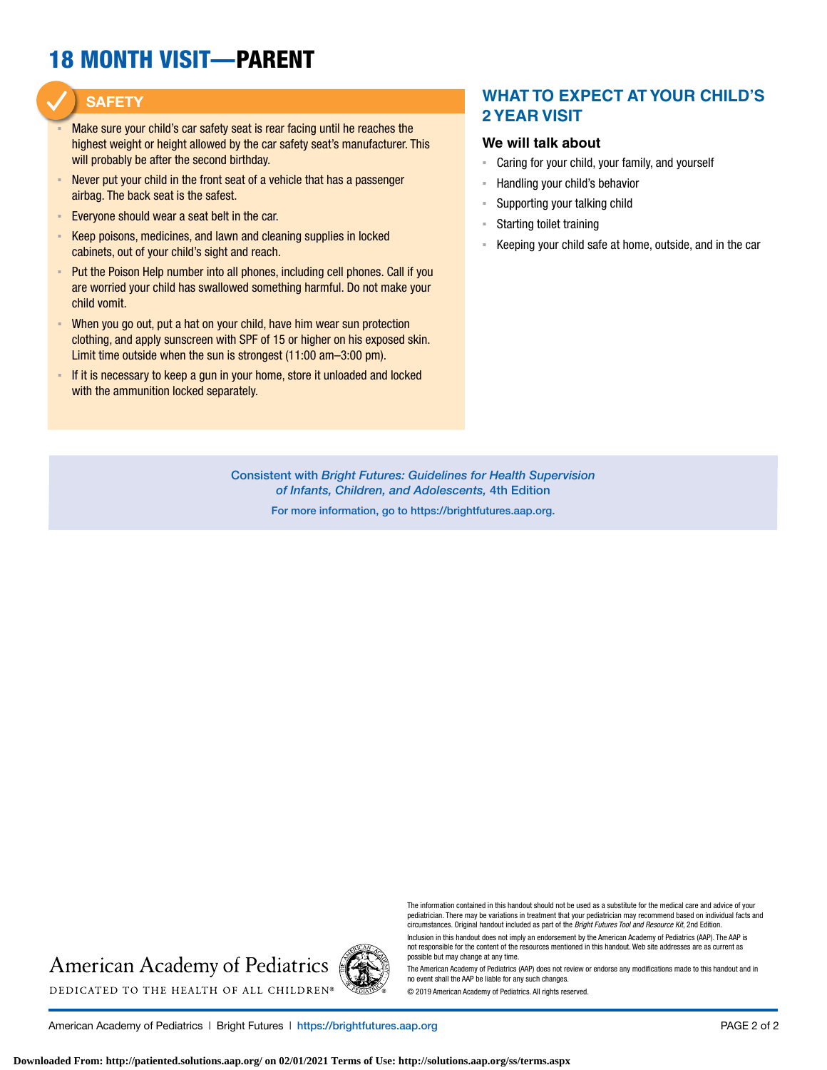# 18 MONTH VISIT—PARENT

## SAFETY

- Make sure your child's car safety seat is rear facing until he reaches the highest weight or height allowed by the car safety seat's manufacturer. This will probably be after the second birthday.
- Never put your child in the front seat of a vehicle that has a passenger airbag. The back seat is the safest.
- Everyone should wear a seat belt in the car.
- Keep poisons, medicines, and lawn and cleaning supplies in locked cabinets, out of your child's sight and reach.
- Put the Poison Help number into all phones, including cell phones. Call if you are worried your child has swallowed something harmful. Do not make your child vomit.
- When you go out, put a hat on your child, have him wear sun protection clothing, and apply sunscreen with SPF of 15 or higher on his exposed skin. Limit time outside when the sun is strongest (11:00 am–3:00 pm).
- If it is necessary to keep a gun in your home, store it unloaded and locked with the ammunition locked separately.

## WHAT TO EXPECT AT YOUR CHILD'S 2 YEAR VISIT

### We will talk about

- Caring for your child, your family, and yourself
- Handling your child's behavior
- Supporting your talking child
- Starting toilet training
- Keeping your child safe at home, outside, and in the car

Consistent with *Bright Futures: Guidelines for Health Supervision of Infants, Children, and Adolescents,* 4th Edition

For more information, go to https://brightfutures.aap.org.

American Academy of Pediatrics

DEDICATED TO THE HEALTH OF ALL CHILDREN®

The information contained in this handout should not be used as a substitute for the medical care and advice of your pediatrician. There may be variations in treatment that your pediatrician may recommend based on individual facts and circumstances. Original handout included as part of the *Bright Futures Tool and Resource Kit*, 2nd Edition.

Inclusion in this handout does not imply an endorsement by the American Academy of Pediatrics (AAP). The AAP is not responsible for the content of the resources mentioned in this handout. Web site addresses are as current as possible but may change at any time.

The American Academy of Pediatrics (AAP) does not review or endorse any modifications made to this handout and in no event shall the AAP be liable for any such changes.

© 2019 American Academy of Pediatrics. All rights reserved.

American Academy of Pediatrics | Bright Futures | https://brightfutures.aap.org

**Downloaded From: http://patiented.solutions.aap.org/ on 02/01/2021 Terms of Use: http://solutions.aap.org/ss/terms.aspx**